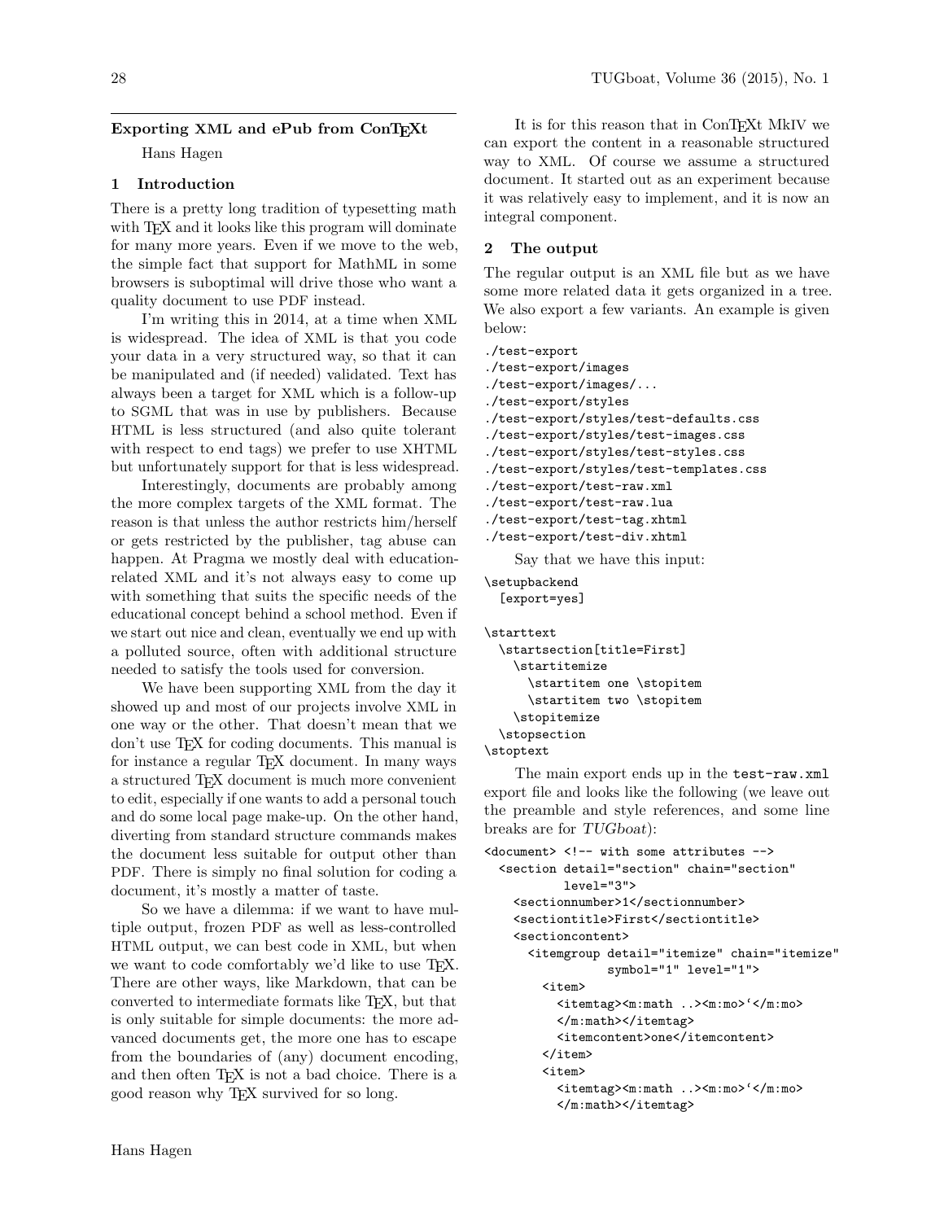# Exporting XML and ePub from ConTEXt

Hans Hagen

## 1 Introduction

There is a pretty long tradition of typesetting math with TEX and it looks like this program will dominate for many more years. Even if we move to the web, the simple fact that support for MathML in some browsers is suboptimal will drive those who want a quality document to use PDF instead.

I'm writing this in 2014, at a time when XML is widespread. The idea of XML is that you code your data in a very structured way, so that it can be manipulated and (if needed) validated. Text has always been a target for XML which is a follow-up to SGML that was in use by publishers. Because HTML is less structured (and also quite tolerant with respect to end tags) we prefer to use XHTML but unfortunately support for that is less widespread.

Interestingly, documents are probably among the more complex targets of the XML format. The reason is that unless the author restricts him/herself or gets restricted by the publisher, tag abuse can happen. At Pragma we mostly deal with education-related XML and it's not always easy to come up with something that suits the specific needs of the educational concept behind a school method. Even if we start out nice and clean, eventually we end up with a polluted source, often with additional structure needed to satisfy the tools used for conversion.

We have been supporting XML from the day it showed up and most of our projects involve XML in one way or the other. That doesn't mean that we don't use TEX for coding documents. This manual is for instance a regular TEX document. In many ways a structured TEX document is much more convenient to edit, especially if one wants to add a personal touch and do some local page make-up. On the other hand, diverting from standard structure commands makes the document less suitable for output other than PDF. There is simply no final solution for coding a document, it's mostly a matter of taste.

So we have a dilemma: if we want to have multiple output, frozen PDF as well as less-controlled HTML output, we can best code in XML, but when we want to code comfortably we'd like to use TEX. There are other ways, like Markdown, that can be converted to intermediate formats like TEX, but that is only suitable for simple documents: the more advanced documents get, the more one has to escape from the boundaries of (any) document encoding, and then often TEX is not a bad choice. There is a good reason why TEX survived for so long.

It is for this reason that in ConTEXt MkIV we can export the content in a reasonable structured way to XML. Of course we assume a structured document. It started out as an experiment because it was relatively easy to implement, and it is now an integral component.

## 2 The output

The regular output is an XML file but as we have some more related data it gets organized in a tree. We also export a few variants. An example is given below:

```
./test-export
./test-export/images
./test-export/images/...
./test-export/styles
./test-export/styles/test-defaults.css
./test-export/styles/test-images.css
./test-export/styles/test-styles.css
./test-export/styles/test-templates.css
./test-export/test-raw.xml
./test-export/test-raw.lua
./test-export/test-tag.xhtml
./test-export/test-div.xhtml
```

Say that we have this input:

```
\setupbackend
  [export=yes]

\starttext
  \startsection[title=First]
    \startitemize
      \startitem one \stopitem
      \startitem two \stopitem
    \stopitemize
  \stopsection
\stoptext
```

The main export ends up in the `test-raw.xml` export file and looks like the following (we leave out the preamble and style references, and some line breaks are for *TUGboat*):

```
<document> <!-- with some attributes -->
  <section detail="section" chain="section"
          level="3">
    <sectionnumber>1</sectionnumber>
    <sectiontitle>First</sectiontitle>
    <sectioncontent>
      <itemgroup detail="itemize" chain="itemize"
                symbol="1" level="1">
        <item>
          <itemtag><m:math ..><m:mo>‘</m:mo>
          </m:math></itemtag>
          <itemcontent>one</itemcontent>
        </item>
        <item>
          <itemtag><m:math ..><m:mo>‘</m:mo>
          </m:math></itemtag>
```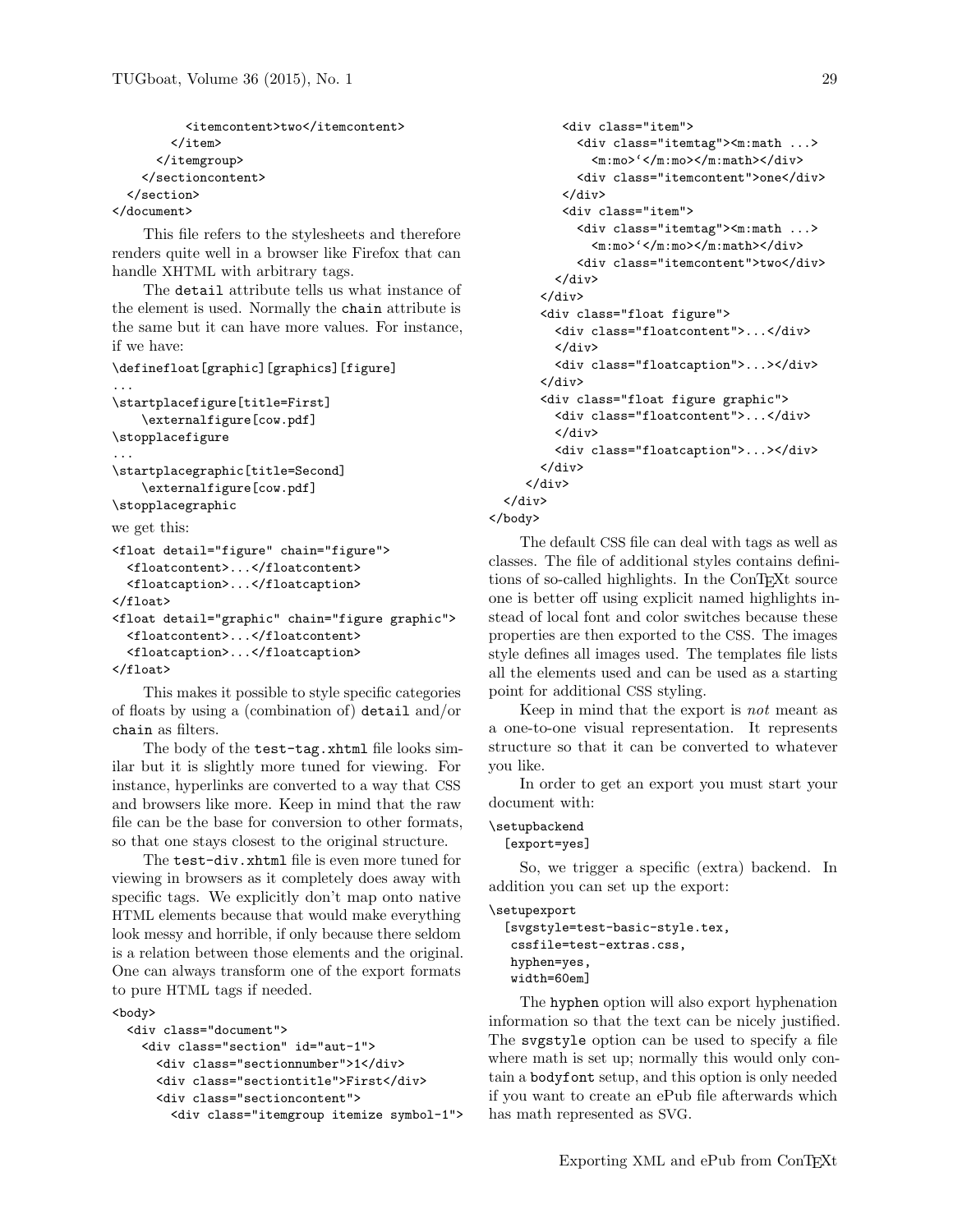```
        <itemcontent>two</itemcontent>
      </item>
    </itemgroup>
  </sectioncontent>
 </section>
</document>
```

This file refers to the stylesheets and therefore renders quite well in a browser like Firefox that can handle XHTML with arbitrary tags.

The `detail` attribute tells us what instance of the element is used. Normally the `chain` attribute is the same but it can have more values. For instance, if we have:

```
\definefloat[graphic][graphics][figure]
...
\startplacefigure[title=First]
    \externalfigure[cow.pdf]
\stopplacefigure
...
\startplacegraphic[title=Second]
    \externalfigure[cow.pdf]
\stopplacegraphic
```

we get this:

```
<float detail="figure" chain="figure">
  <floatcontent>...</floatcontent>
  <floatcaption>...</floatcaption>
</float>
<float detail="graphic" chain="figure graphic">
  <floatcontent>...</floatcontent>
  <floatcaption>...</floatcaption>
</float>
```

This makes it possible to style specific categories of floats by using a (combination of) `detail` and/or `chain` as filters.

The body of the `test-tag.xhtml` file looks similar but it is slightly more tuned for viewing. For instance, hyperlinks are converted to a way that CSS and browsers like more. Keep in mind that the raw file can be the base for conversion to other formats, so that one stays closest to the original structure.

The `test-div.xhtml` file is even more tuned for viewing in browsers as it completely does away with specific tags. We explicitly don't map onto native HTML elements because that would make everything look messy and horrible, if only because there seldom is a relation between those elements and the original. One can always transform one of the export formats to pure HTML tags if needed.

```
<body>
  <div class="document">
    <div class="section" id="aut-1">
      <div class="sectionnumber">1</div>
      <div class="sectiontitle">First</div>
      <div class="sectioncontent">
        <div class="itemgroup itemize symbol-1">
          <div class="item">
            <div class="itemtag"><m:math ...>
              <m:mo>‘</m:mo></m:math></div>
            <div class="itemcontent">one</div>
          </div>
          <div class="item">
            <div class="itemtag"><m:math ...>
              <m:mo>‘</m:mo></m:math></div>
            <div class="itemcontent">two</div>
          </div>
        </div>
        <div class="float figure">
          <div class="floatcontent">...</div>
          </div>
          <div class="floatcaption">...></div>
        </div>
        <div class="float figure graphic">
          <div class="floatcontent">...</div>
          </div>
          <div class="floatcaption">...></div>
        </div>
      </div>
    </div>
  </div>
</body>
```

The default CSS file can deal with tags as well as classes. The file of additional styles contains definitions of so-called highlights. In the ConTEXt source one is better off using explicit named highlights instead of local font and color switches because these properties are then exported to the CSS. The images style defines all images used. The templates file lists all the elements used and can be used as a starting point for additional CSS styling.

Keep in mind that the export is *not* meant as a one-to-one visual representation. It represents structure so that it can be converted to whatever you like.

In order to get an export you must start your document with:

```
\setupbackend
  [export=yes]
```

So, we trigger a specific (extra) backend. In addition you can set up the export:

```
\setupexport
  [svgstyle=test-basic-style.tex,
   cssfile=test-extras.css,
   hyphen=yes,
   width=60em]
```

The `hyphen` option will also export hyphenation information so that the text can be nicely justified. The `svgstyle` option can be used to specify a file where math is set up; normally this would only contain a `bodyfont` setup, and this option is only needed if you want to create an ePub file afterwards which has math represented as SVG.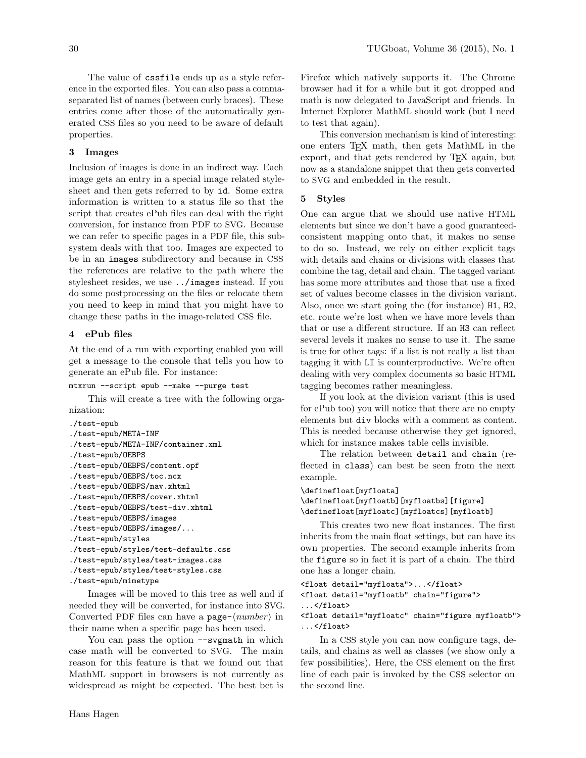The value of `cssfile` ends up as a style reference in the exported files. You can also pass a comma-separated list of names (between curly braces). These entries come after those of the automatically generated CSS files so you need to be aware of default properties.

## 3 Images

Inclusion of images is done in an indirect way. Each image gets an entry in a special image related stylesheet and then gets referred to by `id`. Some extra information is written to a status file so that the script that creates ePub files can deal with the right conversion, for instance from PDF to SVG. Because we can refer to specific pages in a PDF file, this subsystem deals with that too. Images are expected to be in an `images` subdirectory and because in CSS the references are relative to the path where the stylesheet resides, we use `../images` instead. If you do some postprocessing on the files or relocate them you need to keep in mind that you might have to change these paths in the image-related CSS file.

## 4 ePub files

At the end of a run with exporting enabled you will get a message to the console that tells you how to generate an ePub file. For instance:

```
mtxrun --script epub --make --purge test
```

This will create a tree with the following organization:

```
./test-epub
./test-epub/META-INF
./test-epub/META-INF/container.xml
./test-epub/OEBPS
./test-epub/OEBPS/content.opf
./test-epub/OEBPS/toc.ncx
./test-epub/OEBPS/nav.xhtml
./test-epub/OEBPS/cover.xhtml
./test-epub/OEBPS/test-div.xhtml
./test-epub/OEBPS/images
./test-epub/OEBPS/images/...
./test-epub/styles
./test-epub/styles/test-defaults.css
./test-epub/styles/test-images.css
./test-epub/styles/test-styles.css
./test-epub/mimetype
```

Images will be moved to this tree as well and if needed they will be converted, for instance into SVG. Converted PDF files can have a `page-`⟨*number*⟩ in their name when a specific page has been used.

You can pass the option `--svgmath` in which case math will be converted to SVG. The main reason for this feature is that we found out that MathML support in browsers is not currently as widespread as might be expected. The best bet is Firefox which natively supports it. The Chrome browser had it for a while but it got dropped and math is now delegated to JavaScript and friends. In Internet Explorer MathML should work (but I need to test that again).

This conversion mechanism is kind of interesting: one enters TEX math, then gets MathML in the export, and that gets rendered by TEX again, but now as a standalone snippet that then gets converted to SVG and embedded in the result.

## 5 Styles

One can argue that we should use native HTML elements but since we don't have a good guaranteed-consistent mapping onto that, it makes no sense to do so. Instead, we rely on either explicit tags with details and chains or divisions with classes that combine the tag, detail and chain. The tagged variant has some more attributes and those that use a fixed set of values become classes in the division variant. Also, once we start going the (for instance) `H1`, `H2`, etc. route we're lost when we have more levels than that or use a different structure. If an `H3` can reflect several levels it makes no sense to use it. The same is true for other tags: if a list is not really a list than tagging it with `LI` is counterproductive. We're often dealing with very complex documents so basic HTML tagging becomes rather meaningless.

If you look at the division variant (this is used for ePub too) you will notice that there are no empty elements but `div` blocks with a comment as content. This is needed because otherwise they get ignored, which for instance makes table cells invisible.

The relation between `detail` and `chain` (reflected in `class`) can best be seen from the next example.

```
\definefloat[myfloata]
\definefloat[myfloatb][myfloatbs][figure]
\definefloat[myfloatc][myfloatcs][myfloatb]
```

This creates two new float instances. The first inherits from the main float settings, but can have its own properties. The second example inherits from the `figure` so in fact it is part of a chain. The third one has a longer chain.

```
<float detail="myfloata">...</float>
<float detail="myfloatb" chain="figure">
...</float>
<float detail="myfloatc" chain="figure myfloatb">
...</float>
```

In a CSS style you can now configure tags, details, and chains as well as classes (we show only a few possibilities). Here, the CSS element on the first line of each pair is invoked by the CSS selector on the second line.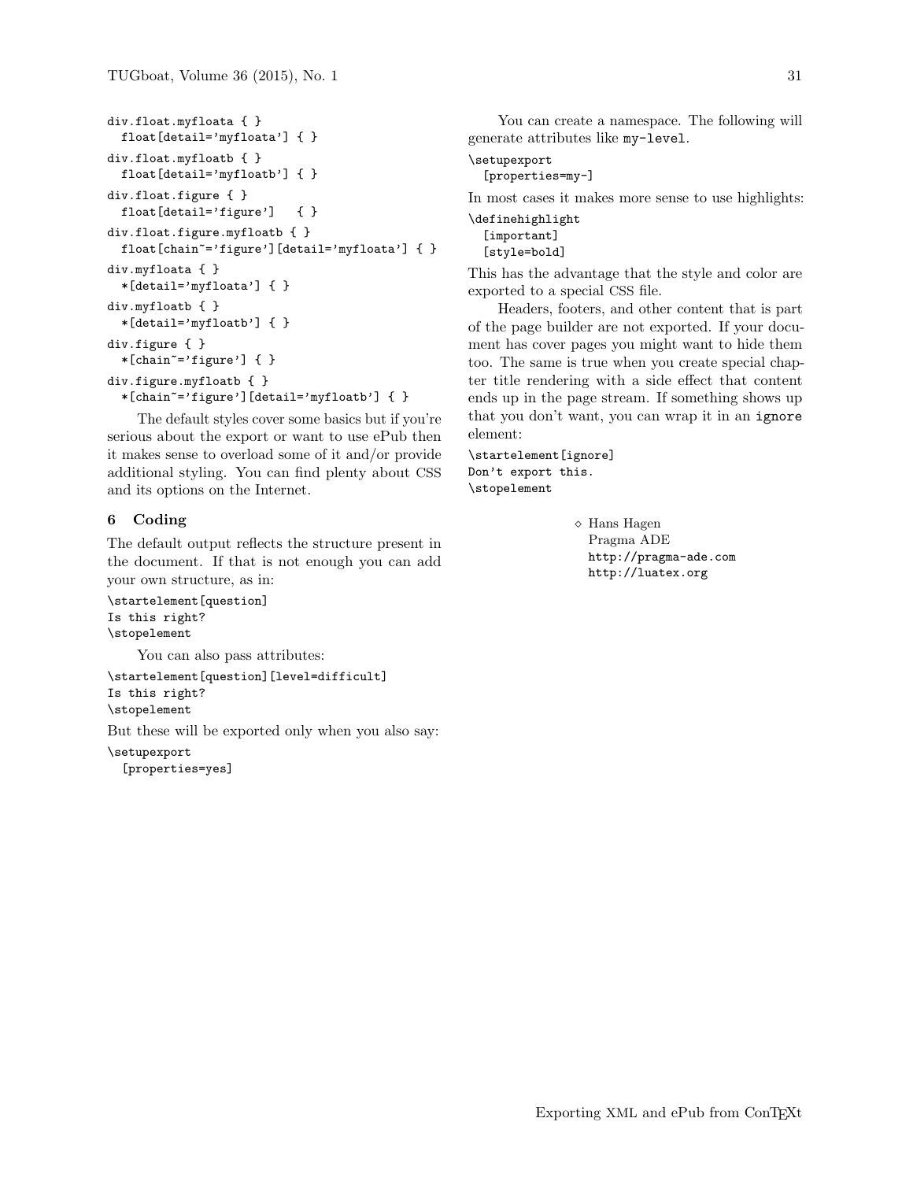```
div.float.myfloata { }
  float[detail='myfloata'] { }
div.float.myfloatb { }
  float[detail='myfloatb'] { }
div.float.figure { }
  float[detail='figure']   { }
div.float.figure.myfloatb { }
  float[chain~='figure'][detail='myfloata'] { }
div.myfloata { }
  *[detail='myfloata'] { }
div.myfloatb { }
  *[detail='myfloatb'] { }
div.figure { }
  *[chain~='figure'] { }
div.figure.myfloatb { }
  *[chain~='figure'][detail='myfloatb'] { }
```

The default styles cover some basics but if you're serious about the export or want to use ePub then it makes sense to overload some of it and/or provide additional styling. You can find plenty about CSS and its options on the Internet.

## 6 Coding

The default output reflects the structure present in the document. If that is not enough you can add your own structure, as in:

```
\startelement[question]
Is this right?
\stopelement
```

You can also pass attributes:

```
\startelement[question][level=difficult]
Is this right?
\stopelement
```

But these will be exported only when you also say:

```
\setupexport
  [properties=yes]
```

You can create a namespace. The following will generate attributes like `my-level`.

```
\setupexport
  [properties=my-]
```

In most cases it makes more sense to use highlights:

```
\definehighlight
  [important]
  [style=bold]
```

This has the advantage that the style and color are exported to a special CSS file.

Headers, footers, and other content that is part of the page builder are not exported. If your document has cover pages you might want to hide them too. The same is true when you create special chapter title rendering with a side effect that content ends up in the page stream. If something shows up that you don't want, you can wrap it in an `ignore` element:

```
\startelement[ignore]
Don't export this.
\stopelement
```

⋄ Hans Hagen
Pragma ADE
http://pragma-ade.com
http://luatex.org